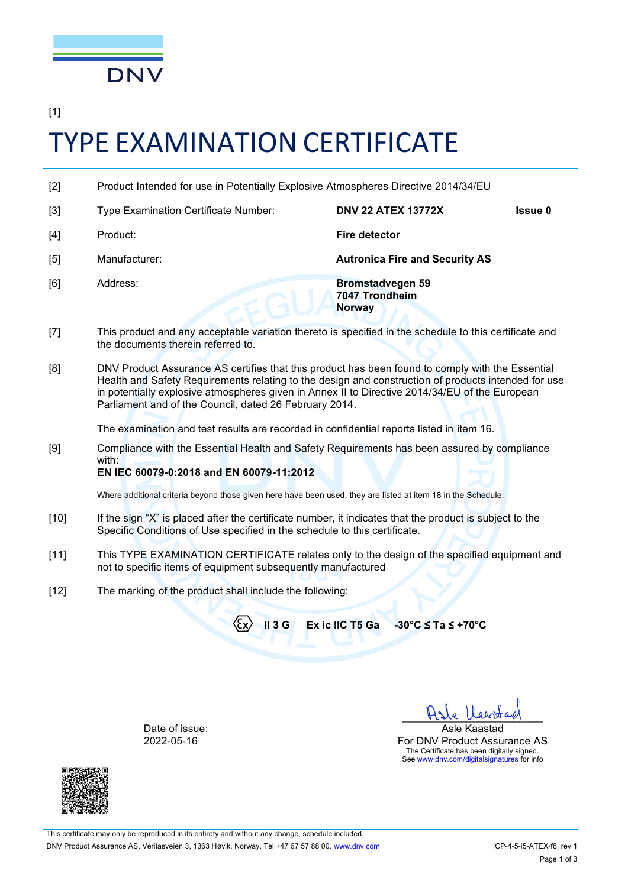DNV

[1]

# TYPE EXAMINATION CERTIFICATE

[2] Product Intended for use in Potentially Explosive Atmospheres Directive 2014/34/EU

[3] Type Examination Certificate Number: **DNV 22 ATEX 13772X** **Issue 0**

[4] Product: **Fire detector**

[5] Manufacturer: **Autronica Fire and Security AS**

[6] Address: **Bromstadvegen 59**
**7047 Trondheim**
**Norway**

[7] This product and any acceptable variation thereto is specified in the schedule to this certificate and the documents therein referred to.

[8] DNV Product Assurance AS certifies that this product has been found to comply with the Essential Health and Safety Requirements relating to the design and construction of products intended for use in potentially explosive atmospheres given in Annex II to Directive 2014/34/EU of the European Parliament and of the Council, dated 26 February 2014.

The examination and test results are recorded in confidential reports listed in item 16.

[9] Compliance with the Essential Health and Safety Requirements has been assured by compliance with:
**EN IEC 60079-0:2018 and EN 60079-11:2012**

Where additional criteria beyond those given here have been used, they are listed at item 18 in the Schedule.

[10] If the sign "X" is placed after the certificate number, it indicates that the product is subject to the Specific Conditions of Use specified in the schedule to this certificate.

[11] This TYPE EXAMINATION CERTIFICATE relates only to the design of the specified equipment and not to specific items of equipment subsequently manufactured

[12] The marking of the product shall include the following:

**Ex II 3 G Ex ic IIC T5 Ga -30°C ≤ Ta ≤ +70°C**

Date of issue:
2022-05-16

Asle Kaastad
For DNV Product Assurance AS
The Certificate has been digitally signed.
See www.dnv.com/digitalsignatures for info

This certificate may only be reproduced in its entirety and without any change, schedule included.
DNV Product Assurance AS, Veritasveien 3, 1363 Høvik, Norway, Tel +47 67 57 88 00, www.dnv.com ICP-4-5-i5-ATEX-f8, rev 1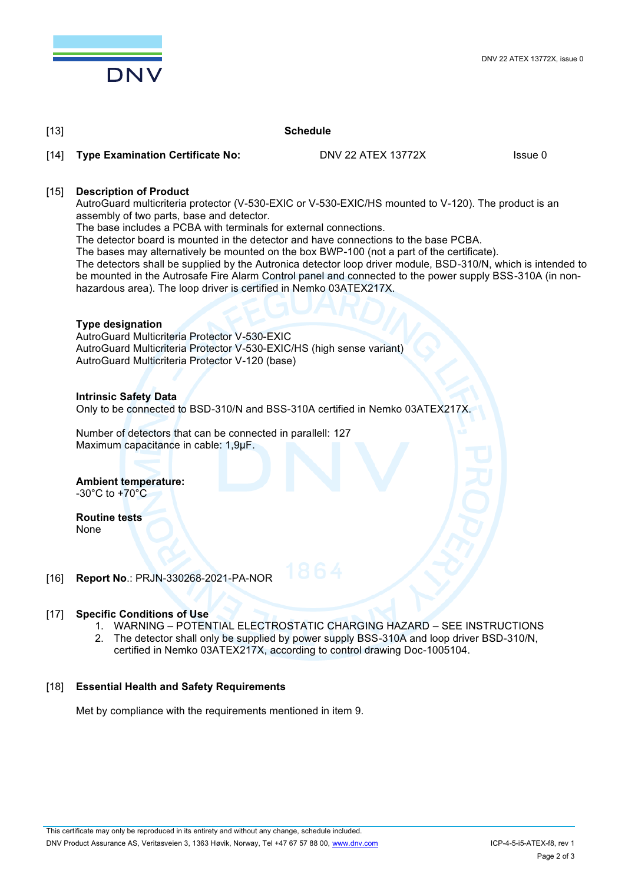[13] **Schedule**

[14] **Type Examination Certificate No:** DNV 22 ATEX 13772X Issue 0

[15] **Description of Product**

AutroGuard multicriteria protector (V-530-EXIC or V-530-EXIC/HS mounted to V-120). The product is an assembly of two parts, base and detector.
The base includes a PCBA with terminals for external connections.
The detector board is mounted in the detector and have connections to the base PCBA.
The bases may alternatively be mounted on the box BWP-100 (not a part of the certificate).
The detectors shall be supplied by the Autronica detector loop driver module, BSD-310/N, which is intended to be mounted in the Autrosafe Fire Alarm Control panel and connected to the power supply BSS-310A (in non-hazardous area). The loop driver is certified in Nemko 03ATEX217X.

**Type designation**

AutroGuard Multicriteria Protector V-530-EXIC
AutroGuard Multicriteria Protector V-530-EXIC/HS (high sense variant)
AutroGuard Multicriteria Protector V-120 (base)

**Intrinsic Safety Data**

Only to be connected to BSD-310/N and BSS-310A certified in Nemko 03ATEX217X.

Number of detectors that can be connected in parallell: 127
Maximum capacitance in cable: 1,9µF.

**Ambient temperature:**

-30°C to +70°C

**Routine tests**

None

[16] **Report No**.: PRJN-330268-2021-PA-NOR

[17] **Specific Conditions of Use**

1. WARNING – POTENTIAL ELECTROSTATIC CHARGING HAZARD – SEE INSTRUCTIONS
2. The detector shall only be supplied by power supply BSS-310A and loop driver BSD-310/N, certified in Nemko 03ATEX217X, according to control drawing Doc-1005104.

[18] **Essential Health and Safety Requirements**

Met by compliance with the requirements mentioned in item 9.

This certificate may only be reproduced in its entirety and without any change, schedule included.
DNV Product Assurance AS, Veritasveien 3, 1363 Høvik, Norway, Tel +47 67 57 88 00, www.dnv.com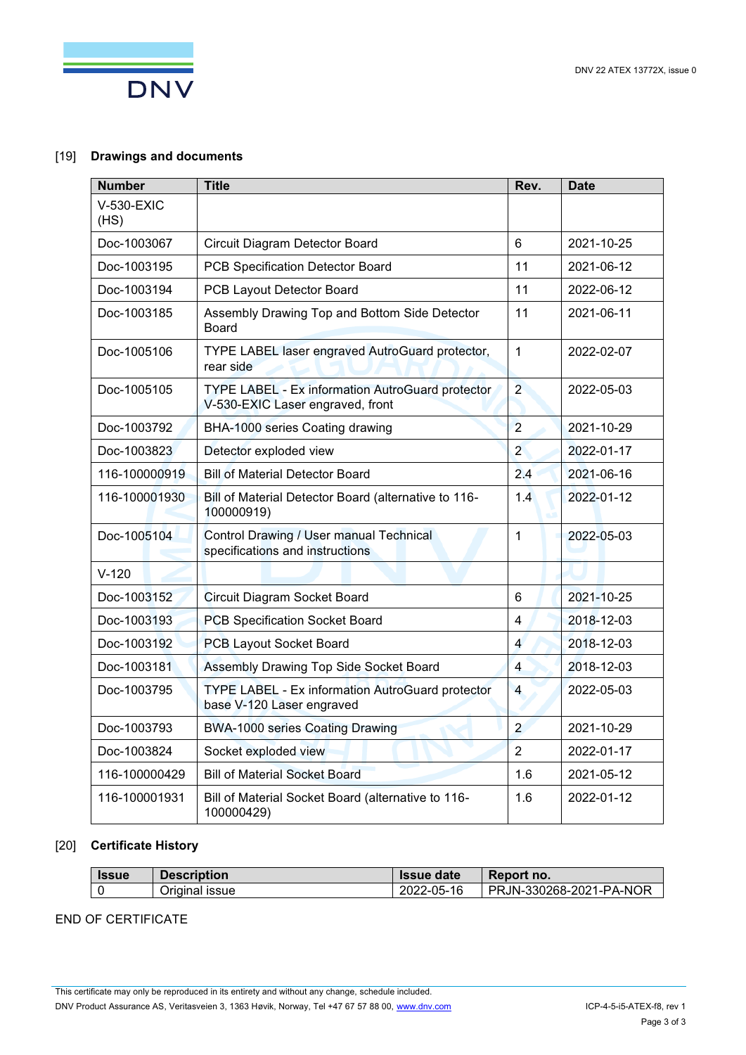## [19] Drawings and documents

| Number | Title | Rev. | Date |
|---|---|---|---|
| V-530-EXIC (HS) | | | |
| Doc-1003067 | Circuit Diagram Detector Board | 6 | 2021-10-25 |
| Doc-1003195 | PCB Specification Detector Board | 11 | 2021-06-12 |
| Doc-1003194 | PCB Layout Detector Board | 11 | 2022-06-12 |
| Doc-1003185 | Assembly Drawing Top and Bottom Side Detector Board | 11 | 2021-06-11 |
| Doc-1005106 | TYPE LABEL laser engraved AutroGuard protector, rear side | 1 | 2022-02-07 |
| Doc-1005105 | TYPE LABEL - Ex information AutroGuard protector V-530-EXIC Laser engraved, front | 2 | 2022-05-03 |
| Doc-1003792 | BHA-1000 series Coating drawing | 2 | 2021-10-29 |
| Doc-1003823 | Detector exploded view | 2 | 2022-01-17 |
| 116-100000919 | Bill of Material Detector Board | 2.4 | 2021-06-16 |
| 116-100001930 | Bill of Material Detector Board (alternative to 116-100000919) | 1.4 | 2022-01-12 |
| Doc-1005104 | Control Drawing / User manual Technical specifications and instructions | 1 | 2022-05-03 |
| V-120 | | | |
| Doc-1003152 | Circuit Diagram Socket Board | 6 | 2021-10-25 |
| Doc-1003193 | PCB Specification Socket Board | 4 | 2018-12-03 |
| Doc-1003192 | PCB Layout Socket Board | 4 | 2018-12-03 |
| Doc-1003181 | Assembly Drawing Top Side Socket Board | 4 | 2018-12-03 |
| Doc-1003795 | TYPE LABEL - Ex information AutroGuard protector base V-120 Laser engraved | 4 | 2022-05-03 |
| Doc-1003793 | BWA-1000 series Coating Drawing | 2 | 2021-10-29 |
| Doc-1003824 | Socket exploded view | 2 | 2022-01-17 |
| 116-100000429 | Bill of Material Socket Board | 1.6 | 2021-05-12 |
| 116-100001931 | Bill of Material Socket Board (alternative to 116-100000429) | 1.6 | 2022-01-12 |

## [20] Certificate History

| Issue | Description | Issue date | Report no. |
|---|---|---|---|
| 0 | Original issue | 2022-05-16 | PRJN-330268-2021-PA-NOR |

END OF CERTIFICATE

This certificate may only be reproduced in its entirety and without any change, schedule included.

DNV Product Assurance AS, Veritasveien 3, 1363 Høvik, Norway, Tel +47 67 57 88 00, www.dnv.com

ICP-4-5-i5-ATEX-f8, rev 1